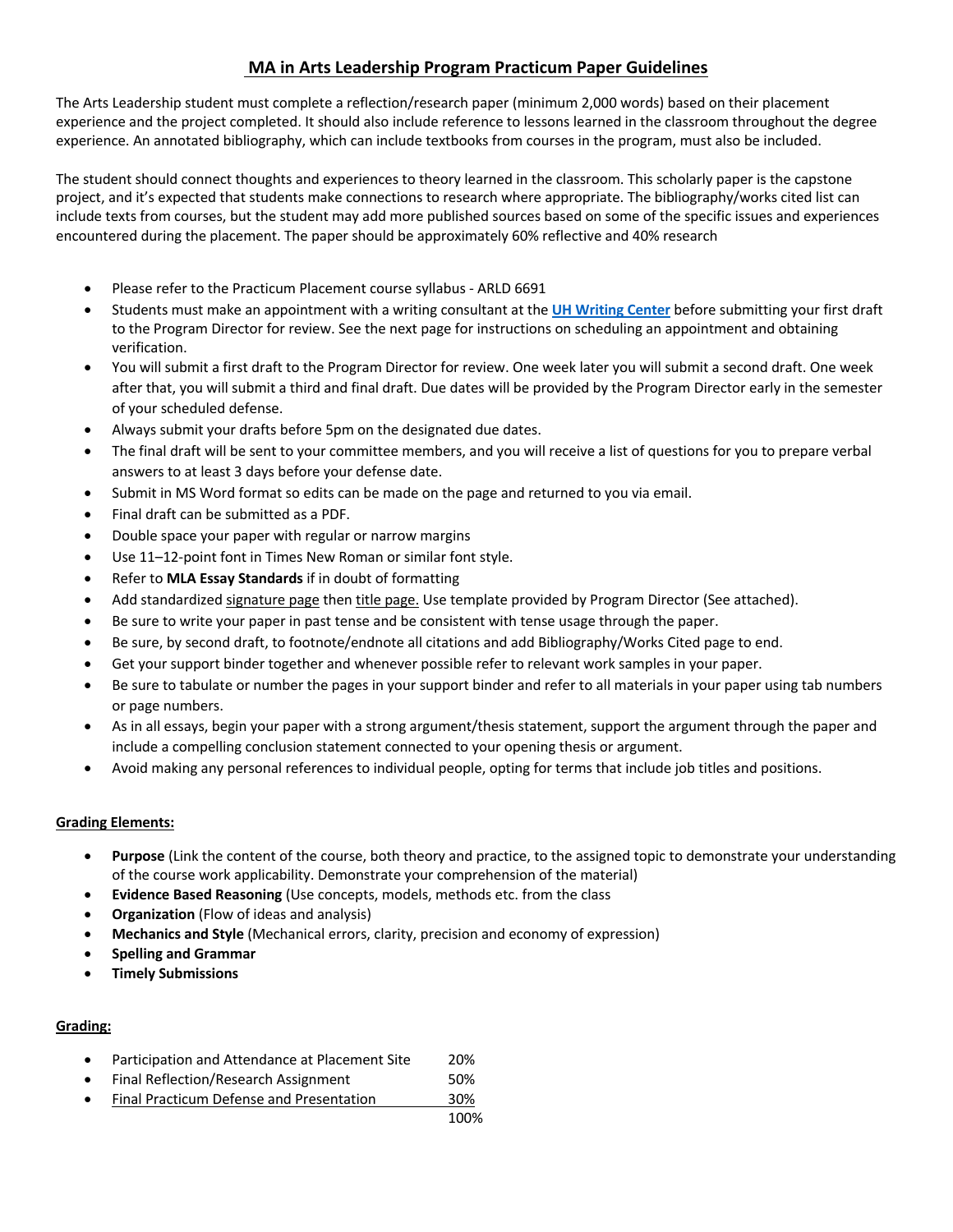# MA in Arts Leadership Program Practicum Paper Guidelines

The Arts Leadership student must complete a reflection/research paper (minimum 2,000 words) based on their placement experience and the project completed. It should also include reference to lessons learned in the classroom throughout the degree experience. An annotated bibliography, which can include textbooks from courses in the program, must also be included.

The student should connect thoughts and experiences to theory learned in the classroom. This scholarly paper is the capstone project, and it's expected that students make connections to research where appropriate. The bibliography/works cited list can include texts from courses, but the student may add more published sources based on some of the specific issues and experiences encountered during the placement. The paper should be approximately 60% reflective and 40% research

- Please refer to the Practicum Placement course syllabus - ARLD 6691
- Students must make an appointment with a writing consultant at the [UH Writing Center] before submitting your first draft to the Program Director for review. See the next page for instructions on scheduling an appointment and obtaining verification.
- You will submit a first draft to the Program Director for review. One week later you will submit a second draft. One week after that, you will submit a third and final draft. Due dates will be provided by the Program Director early in the semester of your scheduled defense.
- Always submit your drafts before 5pm on the designated due dates.
- The final draft will be sent to your committee members, and you will receive a list of questions for you to prepare verbal answers to at least 3 days before your defense date.
- Submit in MS Word format so edits can be made on the page and returned to you via email.
- Final draft can be submitted as a PDF.
- Double space your paper with regular or narrow margins
- Use 11–12-point font in Times New Roman or similar font style.
- Refer to **MLA Essay Standards** if in doubt of formatting
- Add standardized signature page then title page. Use template provided by Program Director (See attached).
- Be sure to write your paper in past tense and be consistent with tense usage through the paper.
- Be sure, by second draft, to footnote/endnote all citations and add Bibliography/Works Cited page to end.
- Get your support binder together and whenever possible refer to relevant work samples in your paper.
- Be sure to tabulate or number the pages in your support binder and refer to all materials in your paper using tab numbers or page numbers.
- As in all essays, begin your paper with a strong argument/thesis statement, support the argument through the paper and include a compelling conclusion statement connected to your opening thesis or argument.
- Avoid making any personal references to individual people, opting for terms that include job titles and positions.

## Grading Elements:

- **Purpose** (Link the content of the course, both theory and practice, to the assigned topic to demonstrate your understanding of the course work applicability. Demonstrate your comprehension of the material)
- **Evidence Based Reasoning** (Use concepts, models, methods etc. from the class
- **Organization** (Flow of ideas and analysis)
- **Mechanics and Style** (Mechanical errors, clarity, precision and economy of expression)
- **Spelling and Grammar**
- **Timely Submissions**

## Grading:

| Component | Weight |
|---|---|
| Participation and Attendance at Placement Site | 20% |
| Final Reflection/Research Assignment | 50% |
| Final Practicum Defense and Presentation | 30% |
| | 100% |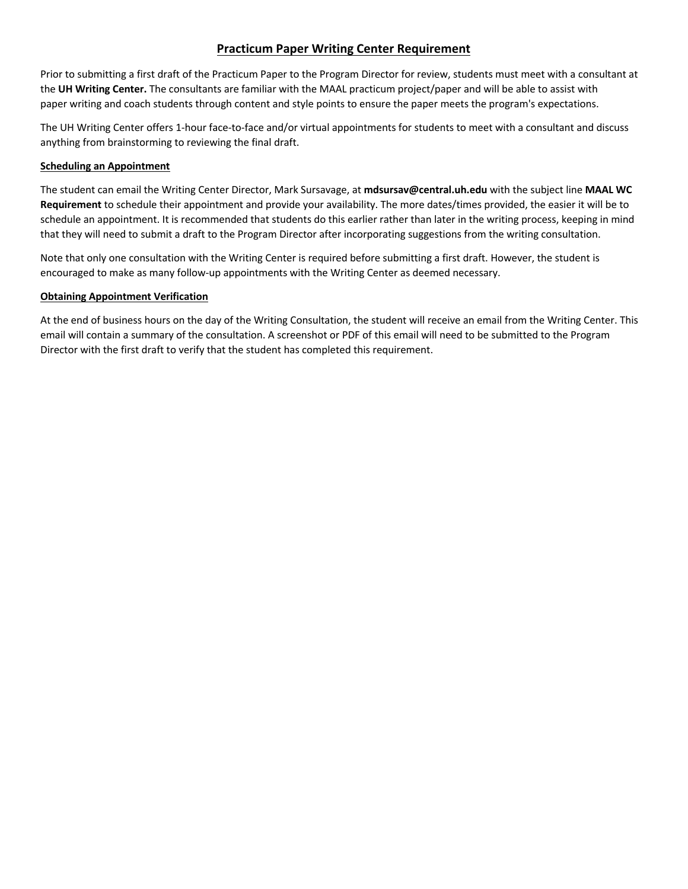## Practicum Paper Writing Center Requirement

Prior to submitting a first draft of the Practicum Paper to the Program Director for review, students must meet with a consultant at the **UH Writing Center.** The consultants are familiar with the MAAL practicum project/paper and will be able to assist with paper writing and coach students through content and style points to ensure the paper meets the program's expectations.

The UH Writing Center offers 1-hour face-to-face and/or virtual appointments for students to meet with a consultant and discuss anything from brainstorming to reviewing the final draft.

### Scheduling an Appointment

The student can email the Writing Center Director, Mark Sursavage, at **mdsursav@central.uh.edu** with the subject line **MAAL WC Requirement** to schedule their appointment and provide your availability. The more dates/times provided, the easier it will be to schedule an appointment. It is recommended that students do this earlier rather than later in the writing process, keeping in mind that they will need to submit a draft to the Program Director after incorporating suggestions from the writing consultation.

Note that only one consultation with the Writing Center is required before submitting a first draft. However, the student is encouraged to make as many follow-up appointments with the Writing Center as deemed necessary.

### Obtaining Appointment Verification

At the end of business hours on the day of the Writing Consultation, the student will receive an email from the Writing Center. This email will contain a summary of the consultation. A screenshot or PDF of this email will need to be submitted to the Program Director with the first draft to verify that the student has completed this requirement.